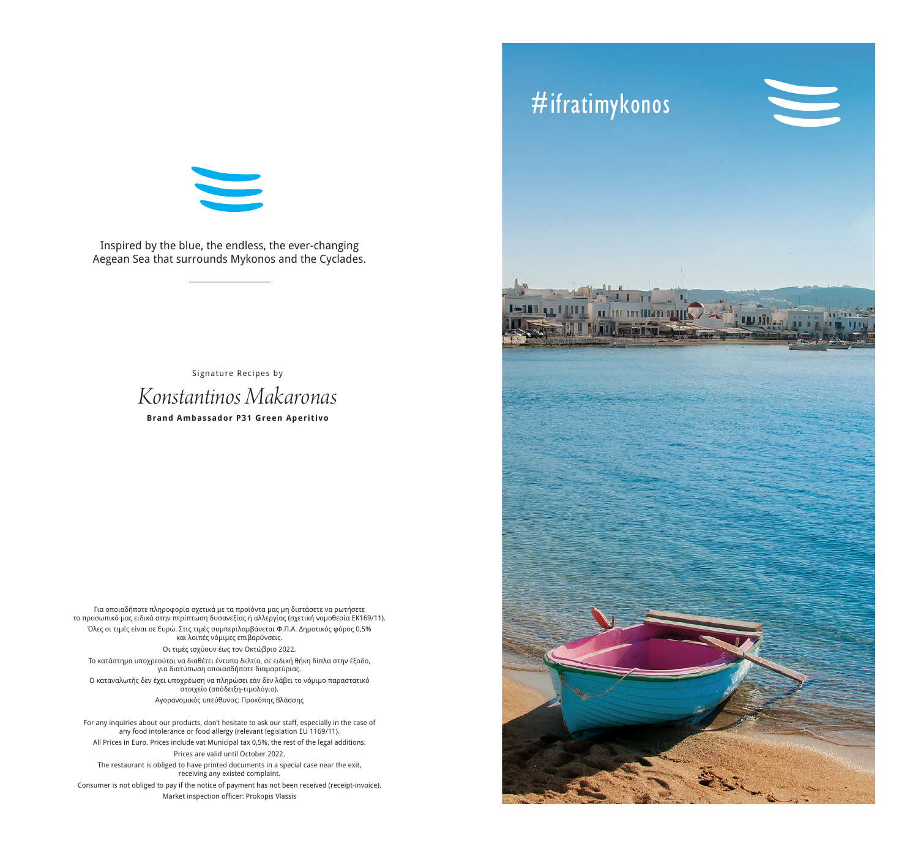Inspired by the blue, the endless, the ever-changing Aegean Sea that surrounds Mykonos and the Cyclades.

---

Signature Recipes by

*Konstantinos Makaronas*

**Brand Ambassador P31 Green Aperitivo**

Για οποιαδήποτε πληροφορία σχετικά με τα προϊόντα μας μη διστάσετε να ρωτήσετε το προσωπικό μας ειδικά στην περίπτωση δυσανεξίας ή αλλεργίας (σχετική νομοθεσία ΕΚ169/11).

Όλες οι τιμές είναι σε Ευρώ. Στις τιμές συμπεριλαμβάνεται Φ.Π.Α. Δημοτικός φόρος 0,5% και λοιπές νόμιμες επιβαρύνσεις.

Οι τιμές ισχύουν έως τον Οκτώβριο 2022.

Το κατάστημα υποχρεούται να διαθέτει έντυπα δελτία, σε ειδική θήκη δίπλα στην έξοδο, για διατύπωση οποιασδήποτε διαμαρτύριας.

Ο καταναλωτής δεν έχει υποχρέωση να πληρώσει εάν δεν λάβει το νόμιμο παραστατικό στοιχείο (απόδειξη-τιμολόγιο).

Αγορανομικός υπεύθυνος: Προκόπης Βλάσσης

For any inquiries about our products, don't hesitate to ask our staff, especially in the case of any food intolerance or food allergy (relevant legislation EU 1169/11).

All Prices in Euro. Prices include vat Municipal tax 0,5%, the rest of the legal additions.

Prices are valid until October 2022.

The restaurant is obliged to have printed documents in a special case near the exit, receiving any existed complaint.

Consumer is not obliged to pay if the notice of payment has not been received (receipt-invoice).

Market inspection officer: Prokopis Vlassis

#ifratimykonos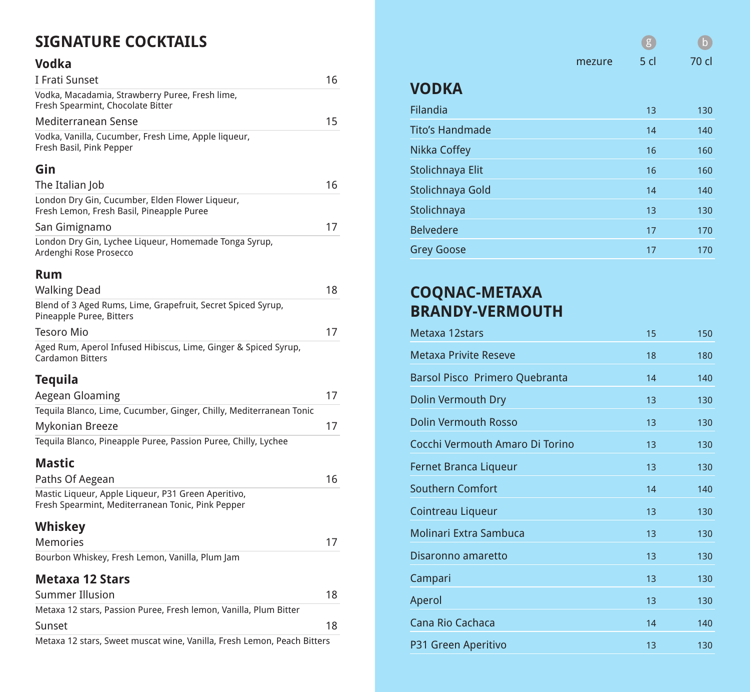## SIGNATURE COCKTAILS

### Vodka

I Frati Sunset — 16

Vodka, Macadamia, Strawberry Puree, Fresh lime, Fresh Spearmint, Chocolate Bitter

Mediterranean Sense — 15

Vodka, Vanilla, Cucumber, Fresh Lime, Apple liqueur, Fresh Basil, Pink Pepper

### Gin

The Italian Job — 16

London Dry Gin, Cucumber, Elden Flower Liqueur, Fresh Lemon, Fresh Basil, Pineapple Puree

San Gimignamo — 17

London Dry Gin, Lychee Liqueur, Homemade Tonga Syrup, Ardenghi Rose Prosecco

### Rum

Walking Dead — 18

Blend of 3 Aged Rums, Lime, Grapefruit, Secret Spiced Syrup, Pineapple Puree, Bitters

Tesoro Mio — 17

Aged Rum, Aperol Infused Hibiscus, Lime, Ginger & Spiced Syrup, Cardamon Bitters

### Tequila

Aegean Gloaming — 17

Tequila Blanco, Lime, Cucumber, Ginger, Chilly, Mediterranean Tonic

Mykonian Breeze — 17

Tequila Blanco, Pineapple Puree, Passion Puree, Chilly, Lychee

### Mastic

Paths Of Aegean — 16

Mastic Liqueur, Apple Liqueur, P31 Green Aperitivo, Fresh Spearmint, Mediterranean Tonic, Pink Pepper

### Whiskey

Memories — 17

Bourbon Whiskey, Fresh Lemon, Vanilla, Plum Jam

### Metaxa 12 Stars

Summer Illusion — 18

Metaxa 12 stars, Passion Puree, Fresh lemon, Vanilla, Plum Bitter

Sunset — 18

Metaxa 12 stars, Sweet muscat wine, Vanilla, Fresh Lemon, Peach Bitters

## VODKA

| mezure | g 5 cl | b 70 cl |
|---|---|---|
| Filandia | 13 | 130 |
| Tito's Handmade | 14 | 140 |
| Nikka Coffey | 16 | 160 |
| Stolichnaya Elit | 16 | 160 |
| Stolichnaya Gold | 14 | 140 |
| Stolichnaya | 13 | 130 |
| Belvedere | 17 | 170 |
| Grey Goose | 17 | 170 |

## COQNAC-METAXA BRANDY-VERMOUTH

| mezure | g 5 cl | b 70 cl |
|---|---|---|
| Metaxa 12stars | 15 | 150 |
| Metaxa Privite Reseve | 18 | 180 |
| Barsol Pisco Primero Quebranta | 14 | 140 |
| Dolin Vermouth Dry | 13 | 130 |
| Dolin Vermouth Rosso | 13 | 130 |
| Cocchi Vermouth Amaro Di Torino | 13 | 130 |
| Fernet Branca Liqueur | 13 | 130 |
| Southern Comfort | 14 | 140 |
| Cointreau Liqueur | 13 | 130 |
| Molinari Extra Sambuca | 13 | 130 |
| Disaronno amaretto | 13 | 130 |
| Campari | 13 | 130 |
| Aperol | 13 | 130 |
| Cana Rio Cachaca | 14 | 140 |
| P31 Green Aperitivo | 13 | 130 |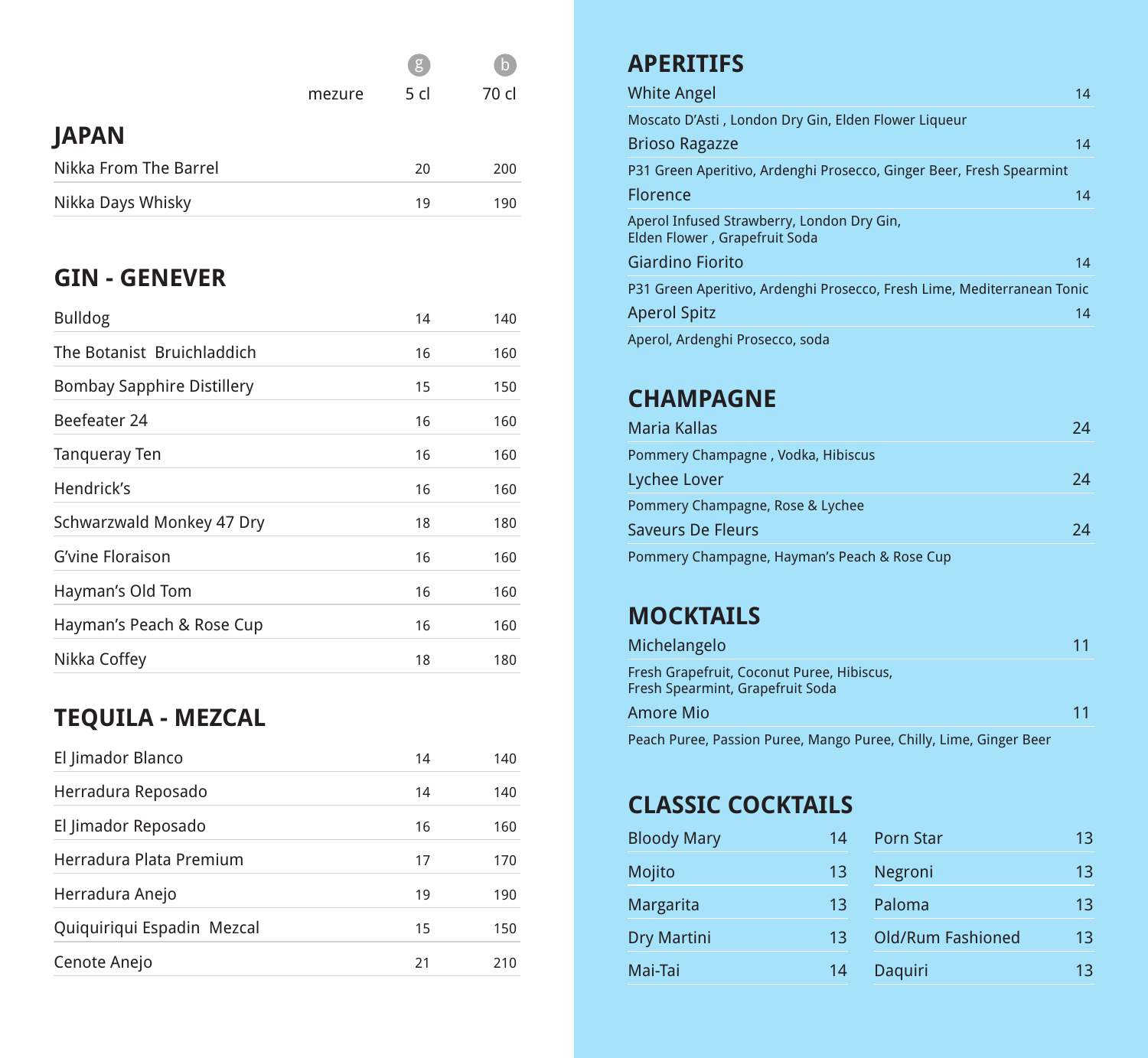| | mezure | g 5 cl | b 70 cl |
|---|---|---|---|

## JAPAN

| | 5 cl | 70 cl |
|---|---|---|
| Nikka From The Barrel | 20 | 200 |
| Nikka Days Whisky | 19 | 190 |

## GIN - GENEVER

| | 5 cl | 70 cl |
|---|---|---|
| Bulldog | 14 | 140 |
| The Botanist Bruichladdich | 16 | 160 |
| Bombay Sapphire Distillery | 15 | 150 |
| Beefeater 24 | 16 | 160 |
| Tanqueray Ten | 16 | 160 |
| Hendrick's | 16 | 160 |
| Schwarzwald Monkey 47 Dry | 18 | 180 |
| G'vine Floraison | 16 | 160 |
| Hayman's Old Tom | 16 | 160 |
| Hayman's Peach & Rose Cup | 16 | 160 |
| Nikka Coffey | 18 | 180 |

## TEQUILA - MEZCAL

| | 5 cl | 70 cl |
|---|---|---|
| El Jimador Blanco | 14 | 140 |
| Herradura Reposado | 14 | 140 |
| El Jimador Reposado | 16 | 160 |
| Herradura Plata Premium | 17 | 170 |
| Herradura Anejo | 19 | 190 |
| Quiquiriqui Espadin Mezcal | 15 | 150 |
| Cenote Anejo | 21 | 210 |

## APERITIFS

**White Angel** — 14
Moscato D'Asti , London Dry Gin, Elden Flower Liqueur

**Brioso Ragazze** — 14
P31 Green Aperitivo, Ardenghi Prosecco, Ginger Beer, Fresh Spearmint

**Florence** — 14
Aperol Infused Strawberry, London Dry Gin,
Elden Flower , Grapefruit Soda

**Giardino Fiorito** — 14
P31 Green Aperitivo, Ardenghi Prosecco, Fresh Lime, Mediterranean Tonic

**Aperol Spitz** — 14
Aperol, Ardenghi Prosecco, soda

## CHAMPAGNE

**Maria Kallas** — 24
Pommery Champagne , Vodka, Hibiscus

**Lychee Lover** — 24
Pommery Champagne, Rose & Lychee

**Saveurs De Fleurs** — 24
Pommery Champagne, Hayman's Peach & Rose Cup

## MOCKTAILS

**Michelangelo** — 11
Fresh Grapefruit, Coconut Puree, Hibiscus,
Fresh Spearmint, Grapefruit Soda

**Amore Mio** — 11
Peach Puree, Passion Puree, Mango Puree, Chilly, Lime, Ginger Beer

## CLASSIC COCKTAILS

| | | | |
|---|---|---|---|
| Bloody Mary | 14 | Porn Star | 13 |
| Mojito | 13 | Negroni | 13 |
| Margarita | 13 | Paloma | 13 |
| Dry Martini | 13 | Old/Rum Fashioned | 13 |
| Mai-Tai | 14 | Daquiri | 13 |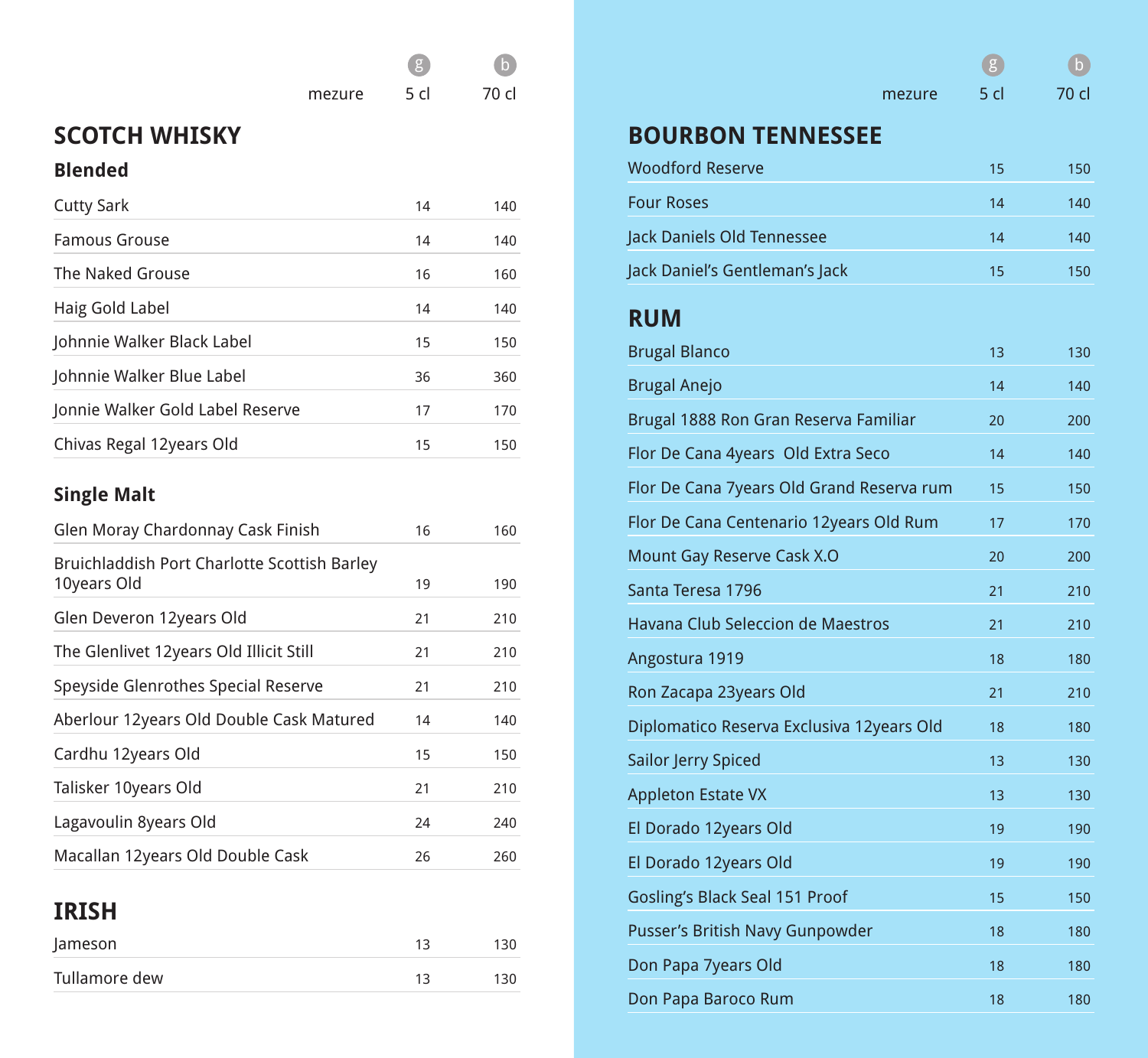| mezure | g 5 cl | b 70 cl |
|---|---|---|

# SCOTCH WHISKY

## Blended

| | | |
|---|---|---|
| Cutty Sark | 14 | 140 |
| Famous Grouse | 14 | 140 |
| The Naked Grouse | 16 | 160 |
| Haig Gold Label | 14 | 140 |
| Johnnie Walker Black Label | 15 | 150 |
| Johnnie Walker Blue Label | 36 | 360 |
| Jonnie Walker Gold Label Reserve | 17 | 170 |
| Chivas Regal 12years Old | 15 | 150 |

## Single Malt

| | | |
|---|---|---|
| Glen Moray Chardonnay Cask Finish | 16 | 160 |
| Bruichladdish Port Charlotte Scottish Barley 10years Old | 19 | 190 |
| Glen Deveron 12years Old | 21 | 210 |
| The Glenlivet 12years Old Illicit Still | 21 | 210 |
| Speyside Glenrothes Special Reserve | 21 | 210 |
| Aberlour 12years Old Double Cask Matured | 14 | 140 |
| Cardhu 12years Old | 15 | 150 |
| Talisker 10years Old | 21 | 210 |
| Lagavoulin 8years Old | 24 | 240 |
| Macallan 12years Old Double Cask | 26 | 260 |

# IRISH

| | | |
|---|---|---|
| Jameson | 13 | 130 |
| Tullamore dew | 13 | 130 |

| mezure | g 5 cl | b 70 cl |
|---|---|---|

# BOURBON TENNESSEE

| | | |
|---|---|---|
| Woodford Reserve | 15 | 150 |
| Four Roses | 14 | 140 |
| Jack Daniels Old Tennessee | 14 | 140 |
| Jack Daniel's Gentleman's Jack | 15 | 150 |

# RUM

| | | |
|---|---|---|
| Brugal Blanco | 13 | 130 |
| Brugal Anejo | 14 | 140 |
| Brugal 1888 Ron Gran Reserva Familiar | 20 | 200 |
| Flor De Cana 4years Old Extra Seco | 14 | 140 |
| Flor De Cana 7years Old Grand Reserva rum | 15 | 150 |
| Flor De Cana Centenario 12years Old Rum | 17 | 170 |
| Mount Gay Reserve Cask X.O | 20 | 200 |
| Santa Teresa 1796 | 21 | 210 |
| Havana Club Seleccion de Maestros | 21 | 210 |
| Angostura 1919 | 18 | 180 |
| Ron Zacapa 23years Old | 21 | 210 |
| Diplomatico Reserva Exclusiva 12years Old | 18 | 180 |
| Sailor Jerry Spiced | 13 | 130 |
| Appleton Estate VX | 13 | 130 |
| El Dorado 12years Old | 19 | 190 |
| El Dorado 12years Old | 19 | 190 |
| Gosling's Black Seal 151 Proof | 15 | 150 |
| Pusser's British Navy Gunpowder | 18 | 180 |
| Don Papa 7years Old | 18 | 180 |
| Don Papa Baroco Rum | 18 | 180 |